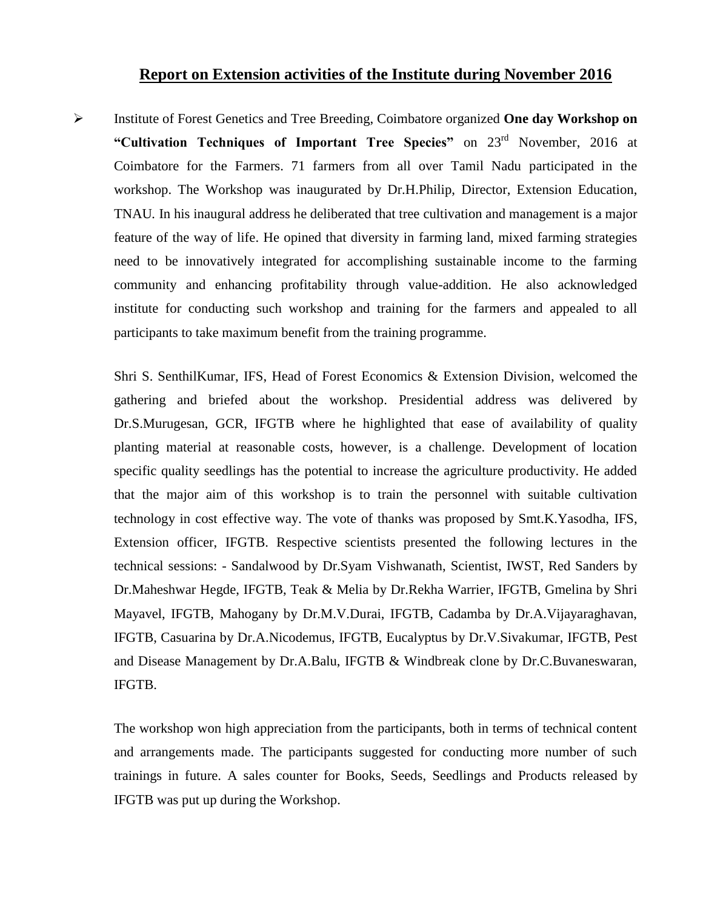## Report on Extension activities of the Institute during November 2016

- Institute of Forest Genetics and Tree Breeding, Coimbatore organized **One day Workshop on "Cultivation Techniques of Important Tree Species"** on 23rd November, 2016 at Coimbatore for the Farmers. 71 farmers from all over Tamil Nadu participated in the workshop. The Workshop was inaugurated by Dr.H.Philip, Director, Extension Education, TNAU. In his inaugural address he deliberated that tree cultivation and management is a major feature of the way of life. He opined that diversity in farming land, mixed farming strategies need to be innovatively integrated for accomplishing sustainable income to the farming community and enhancing profitability through value-addition. He also acknowledged institute for conducting such workshop and training for the farmers and appealed to all participants to take maximum benefit from the training programme.

  Shri S. SenthilKumar, IFS, Head of Forest Economics & Extension Division, welcomed the gathering and briefed about the workshop. Presidential address was delivered by Dr.S.Murugesan, GCR, IFGTB where he highlighted that ease of availability of quality planting material at reasonable costs, however, is a challenge. Development of location specific quality seedlings has the potential to increase the agriculture productivity. He added that the major aim of this workshop is to train the personnel with suitable cultivation technology in cost effective way. The vote of thanks was proposed by Smt.K.Yasodha, IFS, Extension officer, IFGTB. Respective scientists presented the following lectures in the technical sessions: - Sandalwood by Dr.Syam Vishwanath, Scientist, IWST, Red Sanders by Dr.Maheshwar Hegde, IFGTB, Teak & Melia by Dr.Rekha Warrier, IFGTB, Gmelina by Shri Mayavel, IFGTB, Mahogany by Dr.M.V.Durai, IFGTB, Cadamba by Dr.A.Vijayaraghavan, IFGTB, Casuarina by Dr.A.Nicodemus, IFGTB, Eucalyptus by Dr.V.Sivakumar, IFGTB, Pest and Disease Management by Dr.A.Balu, IFGTB & Windbreak clone by Dr.C.Buvaneswaran, IFGTB.

  The workshop won high appreciation from the participants, both in terms of technical content and arrangements made. The participants suggested for conducting more number of such trainings in future. A sales counter for Books, Seeds, Seedlings and Products released by IFGTB was put up during the Workshop.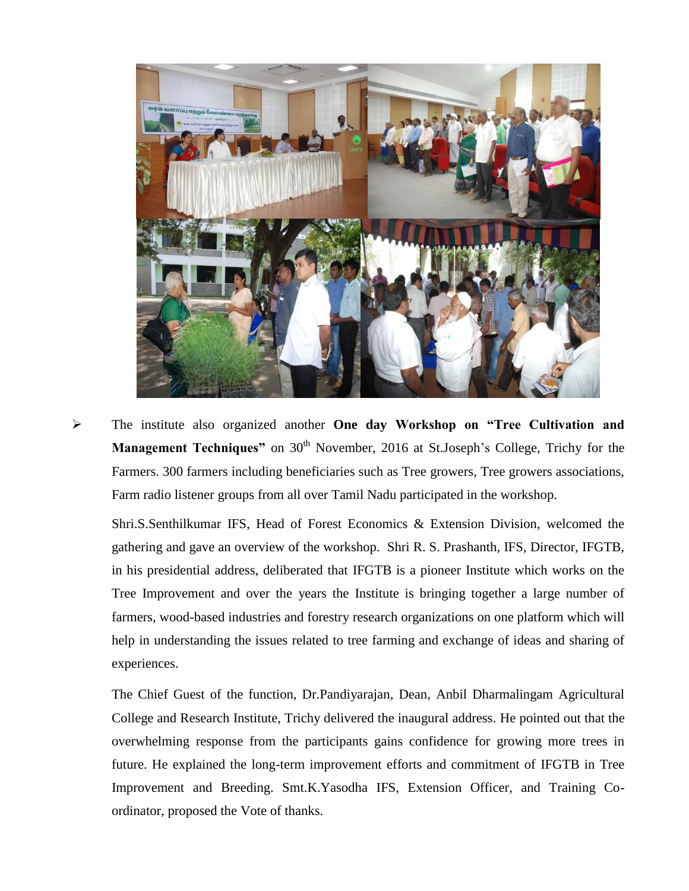- The institute also organized another **One day Workshop on "Tree Cultivation and Management Techniques"** on 30th November, 2016 at St.Joseph's College, Trichy for the Farmers. 300 farmers including beneficiaries such as Tree growers, Tree growers associations, Farm radio listener groups from all over Tamil Nadu participated in the workshop.

  Shri.S.Senthilkumar IFS, Head of Forest Economics & Extension Division, welcomed the gathering and gave an overview of the workshop. Shri R. S. Prashanth, IFS, Director, IFGTB, in his presidential address, deliberated that IFGTB is a pioneer Institute which works on the Tree Improvement and over the years the Institute is bringing together a large number of farmers, wood-based industries and forestry research organizations on one platform which will help in understanding the issues related to tree farming and exchange of ideas and sharing of experiences.

  The Chief Guest of the function, Dr.Pandiyarajan, Dean, Anbil Dharmalingam Agricultural College and Research Institute, Trichy delivered the inaugural address. He pointed out that the overwhelming response from the participants gains confidence for growing more trees in future. He explained the long-term improvement efforts and commitment of IFGTB in Tree Improvement and Breeding. Smt.K.Yasodha IFS, Extension Officer, and Training Co-ordinator, proposed the Vote of thanks.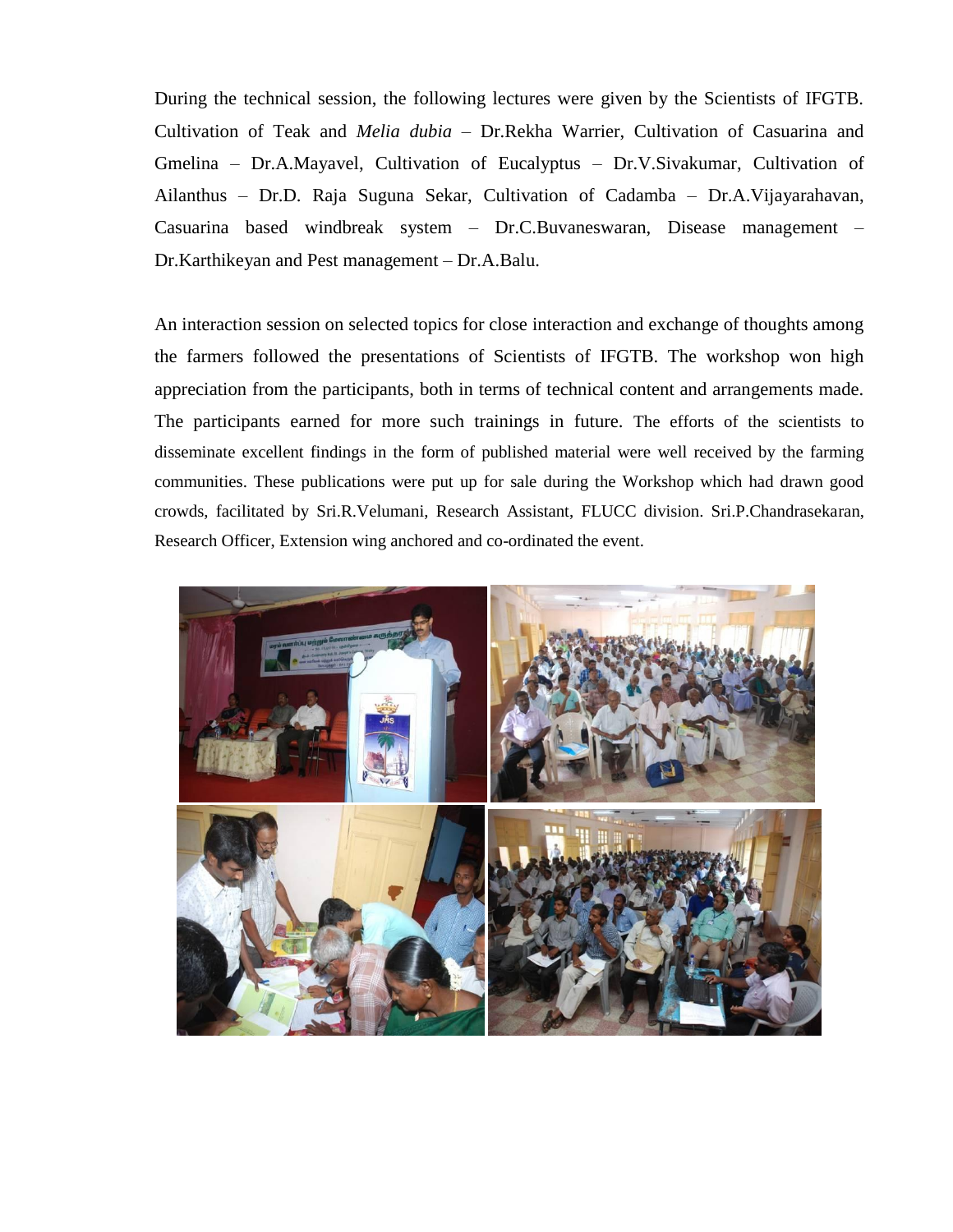During the technical session, the following lectures were given by the Scientists of IFGTB. Cultivation of Teak and *Melia dubia* – Dr.Rekha Warrier, Cultivation of Casuarina and Gmelina – Dr.A.Mayavel, Cultivation of Eucalyptus – Dr.V.Sivakumar, Cultivation of Ailanthus – Dr.D. Raja Suguna Sekar, Cultivation of Cadamba – Dr.A.Vijayarahavan, Casuarina based windbreak system – Dr.C.Buvaneswaran, Disease management – Dr.Karthikeyan and Pest management – Dr.A.Balu.

An interaction session on selected topics for close interaction and exchange of thoughts among the farmers followed the presentations of Scientists of IFGTB. The workshop won high appreciation from the participants, both in terms of technical content and arrangements made. The participants earned for more such trainings in future. The efforts of the scientists to disseminate excellent findings in the form of published material were well received by the farming communities. These publications were put up for sale during the Workshop which had drawn good crowds, facilitated by Sri.R.Velumani, Research Assistant, FLUCC division. Sri.P.Chandrasekaran, Research Officer, Extension wing anchored and co-ordinated the event.